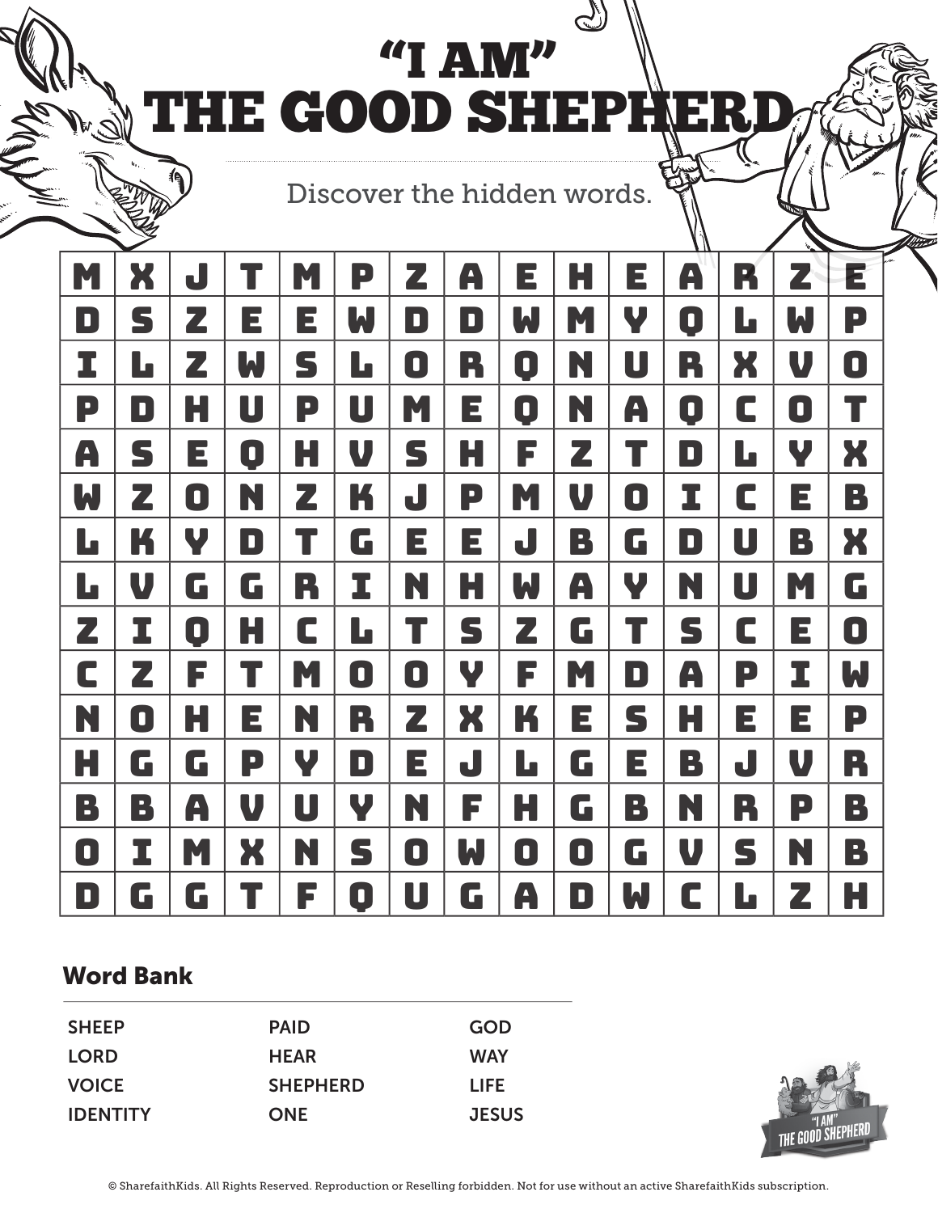# "I AM" THE GOOD SHEPHERD

Discover the hidden words.

| | | | | | | | | | | | | | | |
|---|---|---|---|---|---|---|---|---|---|---|---|---|---|---|
| M | X | J | T | M | P | Z | A | E | H | E | A | R | Z | E |
| D | S | Z | E | E | W | D | D | W | M | Y | Q | L | W | P |
| I | L | Z | W | S | L | O | R | Q | N | U | R | X | V | O |
| P | D | H | U | P | U | M | E | Q | N | A | Q | C | O | T |
| A | S | E | Q | H | V | S | H | F | Z | T | D | L | Y | X |
| W | Z | O | N | Z | K | J | P | M | V | O | I | C | E | B |
| L | K | Y | D | T | G | E | E | J | B | G | D | U | B | X |
| L | V | G | G | R | I | N | H | W | A | Y | N | U | M | G |
| Z | I | Q | H | C | L | T | S | Z | G | T | S | C | E | O |
| C | Z | F | T | M | O | O | Y | F | M | D | A | P | I | W |
| N | O | H | E | N | R | Z | X | K | E | S | H | E | E | P |
| H | G | G | P | Y | D | E | J | L | G | E | B | J | V | R |
| B | B | A | V | U | Y | N | F | H | G | B | N | R | P | B |
| O | I | M | X | N | S | O | W | O | O | G | V | S | N | B |
| D | G | G | T | F | Q | U | G | A | D | W | C | L | Z | H |

## Word Bank

- SHEEP
- LORD
- VOICE
- IDENTITY
- PAID
- HEAR
- SHEPHERD
- ONE
- GOD
- WAY
- LIFE
- JESUS

"I AM" THE GOOD SHEPHERD

© SharefaithKids. All Rights Reserved. Reproduction or Reselling forbidden. Not for use without an active SharefaithKids subscription.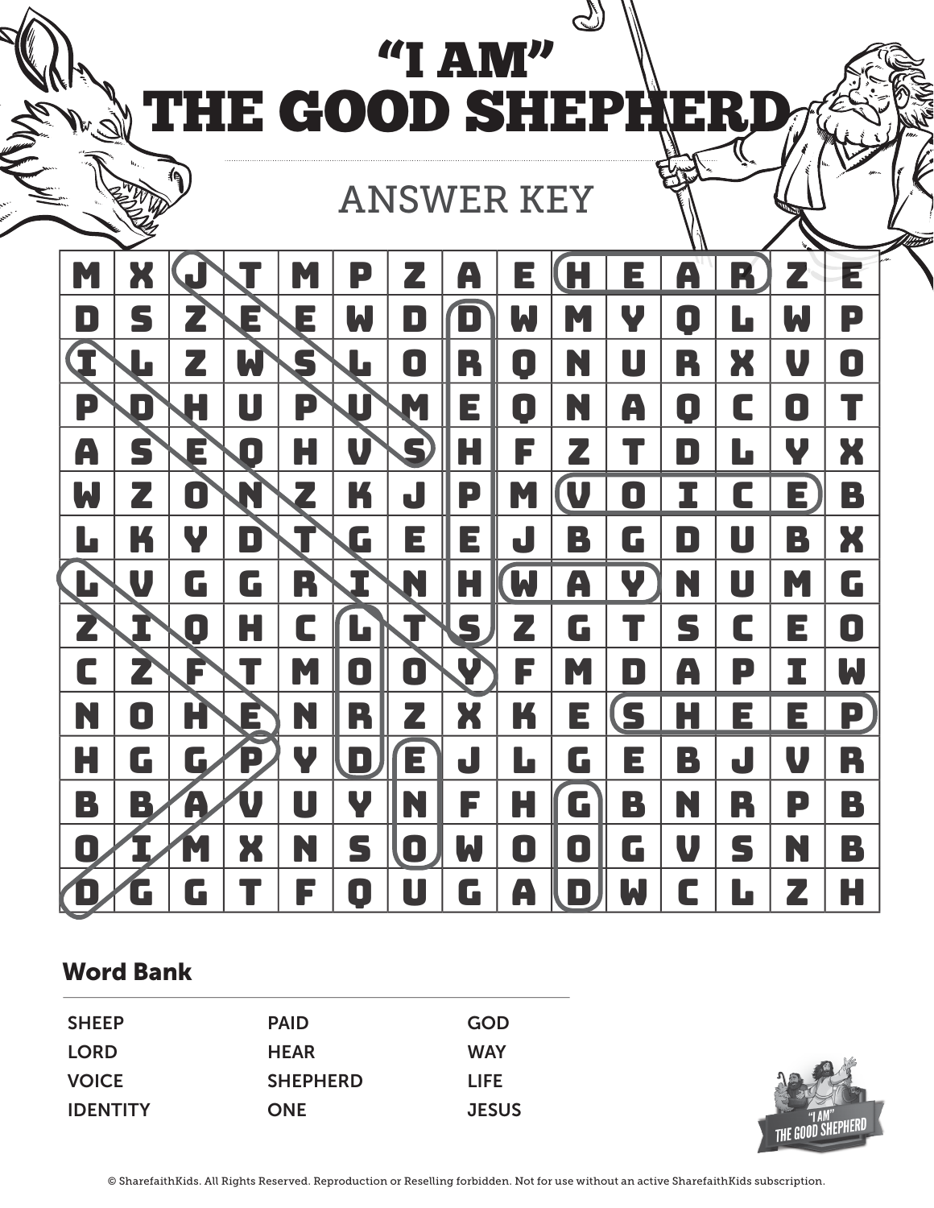# "I AM" THE GOOD SHEPHERD

## ANSWER KEY

| | | | | | | | | | | | | | | |
|---|---|---|---|---|---|---|---|---|---|---|---|---|---|---|
| M | X | J | T | M | P | Z | A | E | H | E | A | R | Z | E |
| D | S | Z | E | E | W | D | D | W | M | Y | Q | L | W | P |
| I | L | Z | W | S | L | O | R | Q | N | U | R | X | V | O |
| P | D | H | U | P | U | M | E | Q | N | A | Q | C | O | T |
| A | S | E | Q | H | V | S | H | F | Z | T | D | L | Y | X |
| W | Z | O | N | Z | K | J | P | M | V | O | I | C | E | B |
| L | K | Y | D | T | G | E | E | J | B | G | D | U | B | X |
| L | V | G | G | R | I | N | H | W | A | Y | N | U | M | G |
| Z | I | Q | H | C | L | T | S | Z | G | T | S | C | E | O |
| C | Z | F | T | M | O | O | Y | F | M | D | A | P | I | W |
| N | O | H | E | N | R | Z | X | K | E | S | H | E | E | P |
| H | G | G | P | Y | D | E | J | L | G | E | B | J | V | R |
| B | B | A | V | U | Y | N | F | H | G | B | N | R | P | B |
| O | I | M | X | N | S | O | W | O | O | G | V | S | N | B |
| D | G | G | T | F | Q | U | G | A | D | W | C | L | Z | H |

**Word Bank**

- SHEEP
- LORD
- VOICE
- IDENTITY
- PAID
- HEAR
- SHEPHERD
- ONE
- GOD
- WAY
- LIFE
- JESUS

© SharefaithKids. All Rights Reserved. Reproduction or Reselling forbidden. Not for use without an active SharefaithKids subscription.